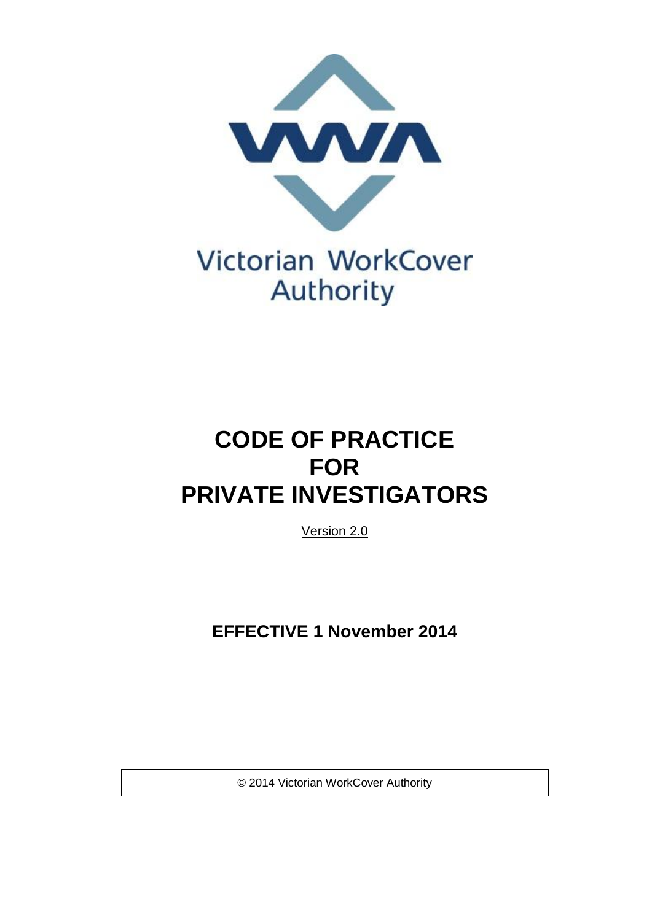Victorian WorkCover Authority

# CODE OF PRACTICE FOR PRIVATE INVESTIGATORS

Version 2.0

**EFFECTIVE 1 November 2014**

© 2014 Victorian WorkCover Authority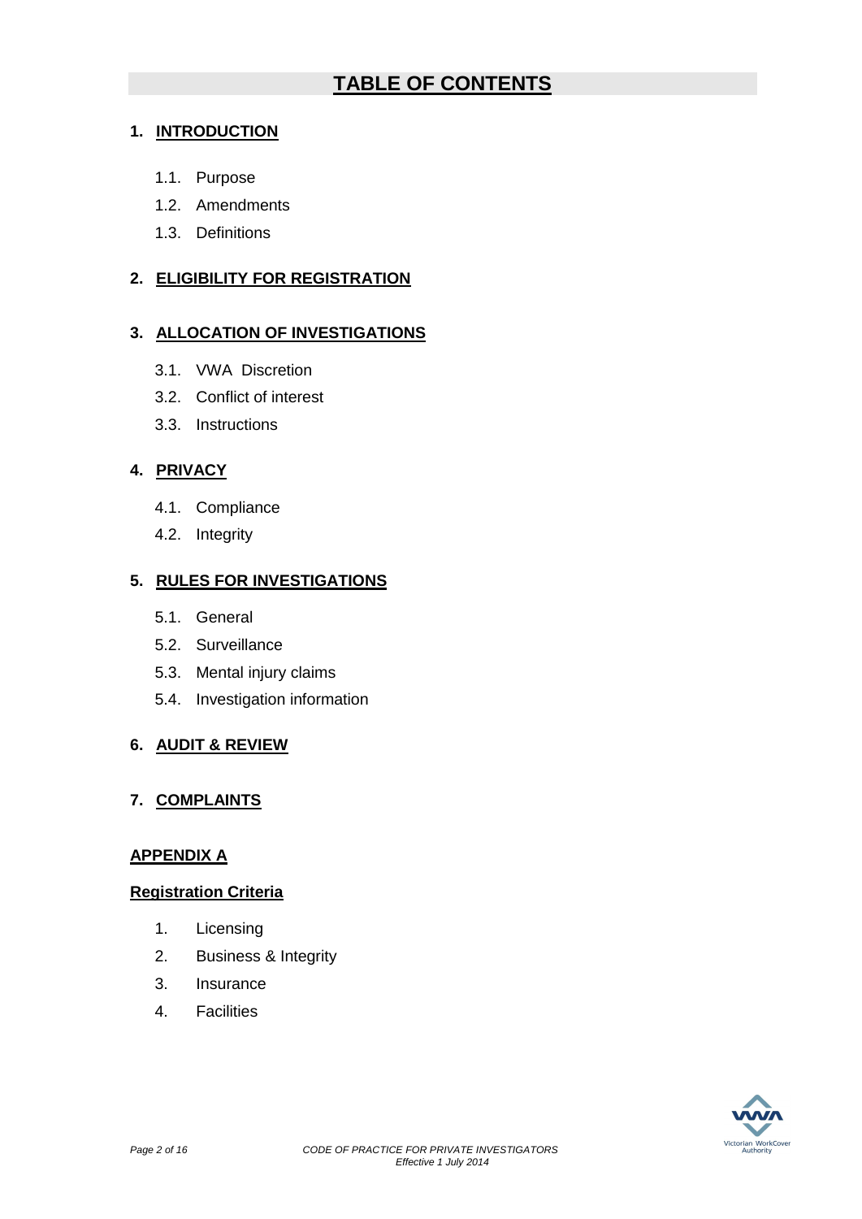# TABLE OF CONTENTS

## 1. INTRODUCTION

- 1.1. Purpose
- 1.2. Amendments
- 1.3. Definitions

## 2. ELIGIBILITY FOR REGISTRATION

## 3. ALLOCATION OF INVESTIGATIONS

- 3.1. VWA Discretion
- 3.2. Conflict of interest
- 3.3. Instructions

## 4. PRIVACY

- 4.1. Compliance
- 4.2. Integrity

## 5. RULES FOR INVESTIGATIONS

- 5.1. General
- 5.2. Surveillance
- 5.3. Mental injury claims
- 5.4. Investigation information

## 6. AUDIT & REVIEW

## 7. COMPLAINTS

## APPENDIX A

### Registration Criteria

1. Licensing
2. Business & Integrity
3. Insurance
4. Facilities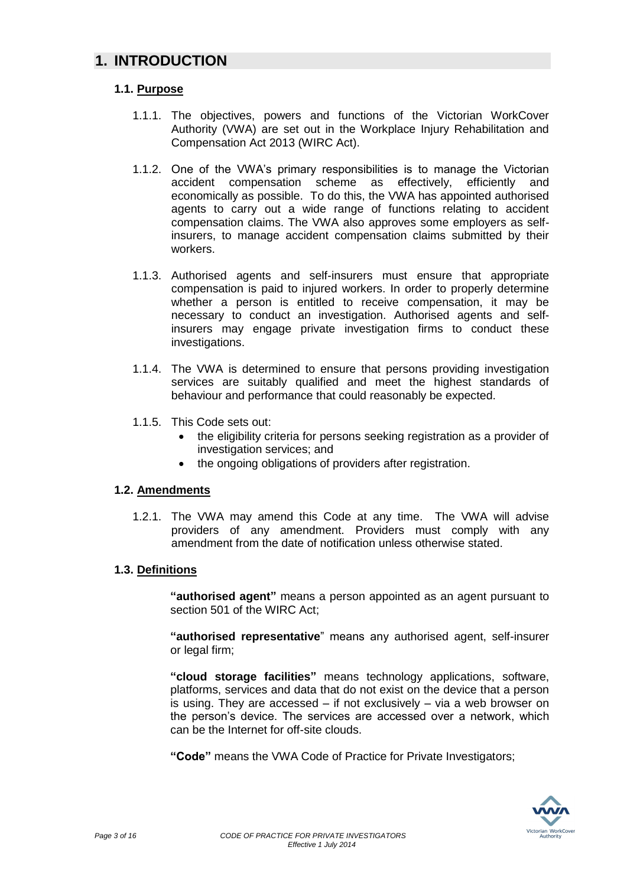# 1. INTRODUCTION

## 1.1. Purpose

1.1.1. The objectives, powers and functions of the Victorian WorkCover Authority (VWA) are set out in the Workplace Injury Rehabilitation and Compensation Act 2013 (WIRC Act).

1.1.2. One of the VWA's primary responsibilities is to manage the Victorian accident compensation scheme as effectively, efficiently and economically as possible. To do this, the VWA has appointed authorised agents to carry out a wide range of functions relating to accident compensation claims. The VWA also approves some employers as self-insurers, to manage accident compensation claims submitted by their workers.

1.1.3. Authorised agents and self-insurers must ensure that appropriate compensation is paid to injured workers. In order to properly determine whether a person is entitled to receive compensation, it may be necessary to conduct an investigation. Authorised agents and self-insurers may engage private investigation firms to conduct these investigations.

1.1.4. The VWA is determined to ensure that persons providing investigation services are suitably qualified and meet the highest standards of behaviour and performance that could reasonably be expected.

1.1.5. This Code sets out:

- the eligibility criteria for persons seeking registration as a provider of investigation services; and
- the ongoing obligations of providers after registration.

## 1.2. Amendments

1.2.1. The VWA may amend this Code at any time. The VWA will advise providers of any amendment. Providers must comply with any amendment from the date of notification unless otherwise stated.

## 1.3. Definitions

**"authorised agent"** means a person appointed as an agent pursuant to section 501 of the WIRC Act;

**"authorised representative"** means any authorised agent, self-insurer or legal firm;

**"cloud storage facilities"** means technology applications, software, platforms, services and data that do not exist on the device that a person is using. They are accessed – if not exclusively – via a web browser on the person's device. The services are accessed over a network, which can be the Internet for off-site clouds.

**"Code"** means the VWA Code of Practice for Private Investigators;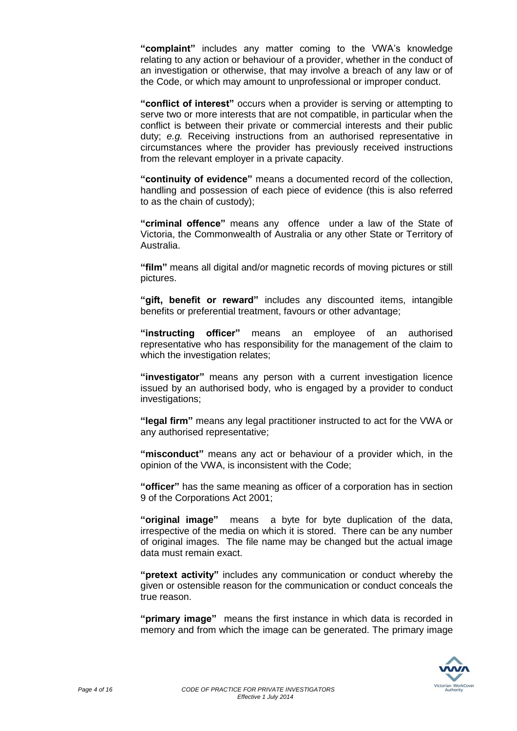**"complaint"** includes any matter coming to the VWA's knowledge relating to any action or behaviour of a provider, whether in the conduct of an investigation or otherwise, that may involve a breach of any law or of the Code, or which may amount to unprofessional or improper conduct.

**"conflict of interest"** occurs when a provider is serving or attempting to serve two or more interests that are not compatible, in particular when the conflict is between their private or commercial interests and their public duty; *e.g.* Receiving instructions from an authorised representative in circumstances where the provider has previously received instructions from the relevant employer in a private capacity.

**"continuity of evidence"** means a documented record of the collection, handling and possession of each piece of evidence (this is also referred to as the chain of custody);

**"criminal offence"** means any offence under a law of the State of Victoria, the Commonwealth of Australia or any other State or Territory of Australia.

**"film"** means all digital and/or magnetic records of moving pictures or still pictures.

**"gift, benefit or reward"** includes any discounted items, intangible benefits or preferential treatment, favours or other advantage;

**"instructing officer"** means an employee of an authorised representative who has responsibility for the management of the claim to which the investigation relates;

**"investigator"** means any person with a current investigation licence issued by an authorised body, who is engaged by a provider to conduct investigations;

**"legal firm"** means any legal practitioner instructed to act for the VWA or any authorised representative;

**"misconduct"** means any act or behaviour of a provider which, in the opinion of the VWA, is inconsistent with the Code;

**"officer"** has the same meaning as officer of a corporation has in section 9 of the Corporations Act 2001;

**"original image"** means a byte for byte duplication of the data, irrespective of the media on which it is stored. There can be any number of original images. The file name may be changed but the actual image data must remain exact.

**"pretext activity"** includes any communication or conduct whereby the given or ostensible reason for the communication or conduct conceals the true reason.

**"primary image"** means the first instance in which data is recorded in memory and from which the image can be generated. The primary image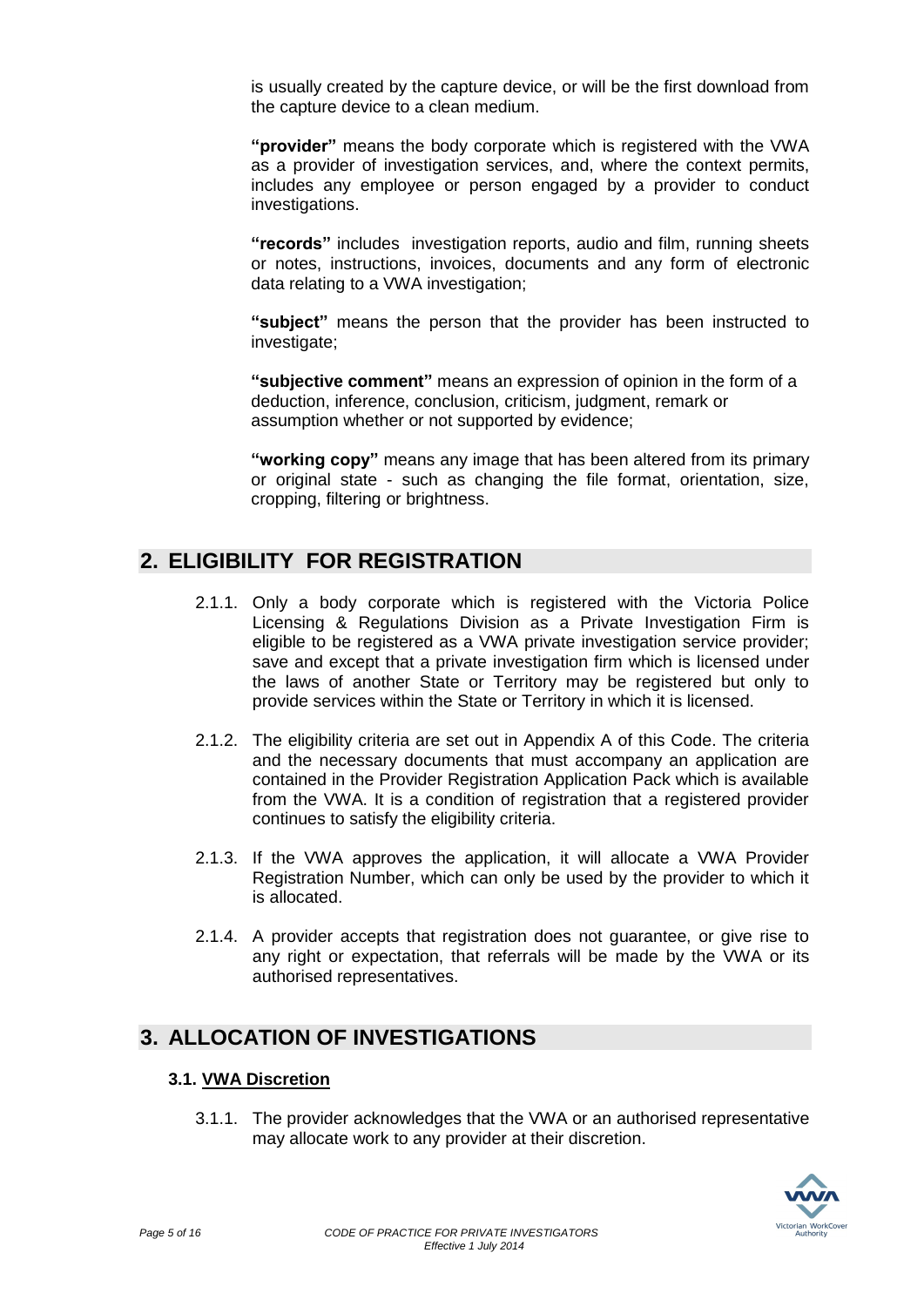is usually created by the capture device, or will be the first download from the capture device to a clean medium.

**"provider"** means the body corporate which is registered with the VWA as a provider of investigation services, and, where the context permits, includes any employee or person engaged by a provider to conduct investigations.

**"records"** includes investigation reports, audio and film, running sheets or notes, instructions, invoices, documents and any form of electronic data relating to a VWA investigation;

**"subject"** means the person that the provider has been instructed to investigate;

**"subjective comment"** means an expression of opinion in the form of a deduction, inference, conclusion, criticism, judgment, remark or assumption whether or not supported by evidence;

**"working copy"** means any image that has been altered from its primary or original state - such as changing the file format, orientation, size, cropping, filtering or brightness.

# 2. ELIGIBILITY FOR REGISTRATION

2.1.1. Only a body corporate which is registered with the Victoria Police Licensing & Regulations Division as a Private Investigation Firm is eligible to be registered as a VWA private investigation service provider; save and except that a private investigation firm which is licensed under the laws of another State or Territory may be registered but only to provide services within the State or Territory in which it is licensed.

2.1.2. The eligibility criteria are set out in Appendix A of this Code. The criteria and the necessary documents that must accompany an application are contained in the Provider Registration Application Pack which is available from the VWA. It is a condition of registration that a registered provider continues to satisfy the eligibility criteria.

2.1.3. If the VWA approves the application, it will allocate a VWA Provider Registration Number, which can only be used by the provider to which it is allocated.

2.1.4. A provider accepts that registration does not guarantee, or give rise to any right or expectation, that referrals will be made by the VWA or its authorised representatives.

# 3. ALLOCATION OF INVESTIGATIONS

## 3.1. VWA Discretion

3.1.1. The provider acknowledges that the VWA or an authorised representative may allocate work to any provider at their discretion.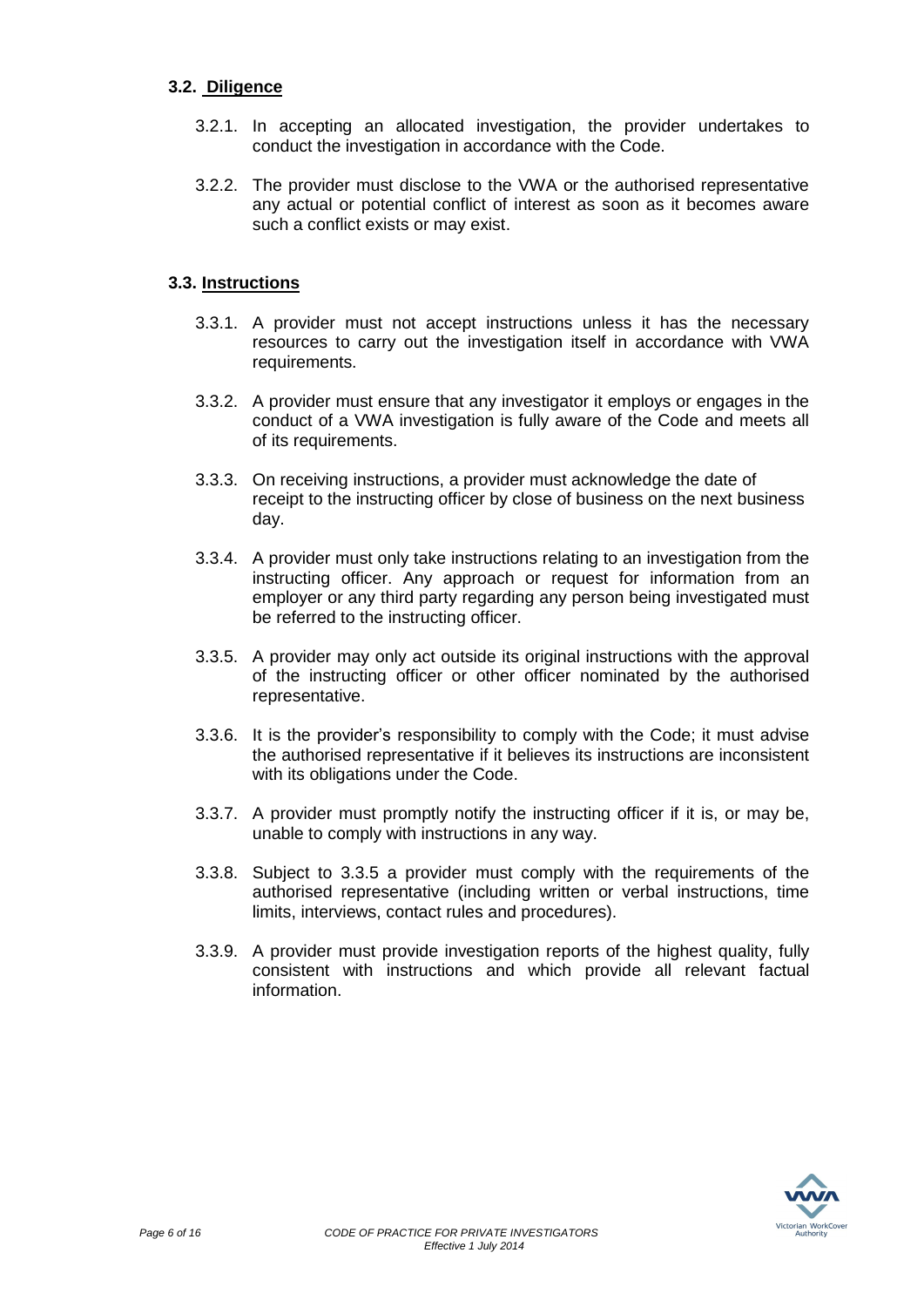### 3.2. Diligence

3.2.1. In accepting an allocated investigation, the provider undertakes to conduct the investigation in accordance with the Code.

3.2.2. The provider must disclose to the VWA or the authorised representative any actual or potential conflict of interest as soon as it becomes aware such a conflict exists or may exist.

### 3.3. Instructions

3.3.1. A provider must not accept instructions unless it has the necessary resources to carry out the investigation itself in accordance with VWA requirements.

3.3.2. A provider must ensure that any investigator it employs or engages in the conduct of a VWA investigation is fully aware of the Code and meets all of its requirements.

3.3.3. On receiving instructions, a provider must acknowledge the date of receipt to the instructing officer by close of business on the next business day.

3.3.4. A provider must only take instructions relating to an investigation from the instructing officer. Any approach or request for information from an employer or any third party regarding any person being investigated must be referred to the instructing officer.

3.3.5. A provider may only act outside its original instructions with the approval of the instructing officer or other officer nominated by the authorised representative.

3.3.6. It is the provider's responsibility to comply with the Code; it must advise the authorised representative if it believes its instructions are inconsistent with its obligations under the Code.

3.3.7. A provider must promptly notify the instructing officer if it is, or may be, unable to comply with instructions in any way.

3.3.8. Subject to 3.3.5 a provider must comply with the requirements of the authorised representative (including written or verbal instructions, time limits, interviews, contact rules and procedures).

3.3.9. A provider must provide investigation reports of the highest quality, fully consistent with instructions and which provide all relevant factual information.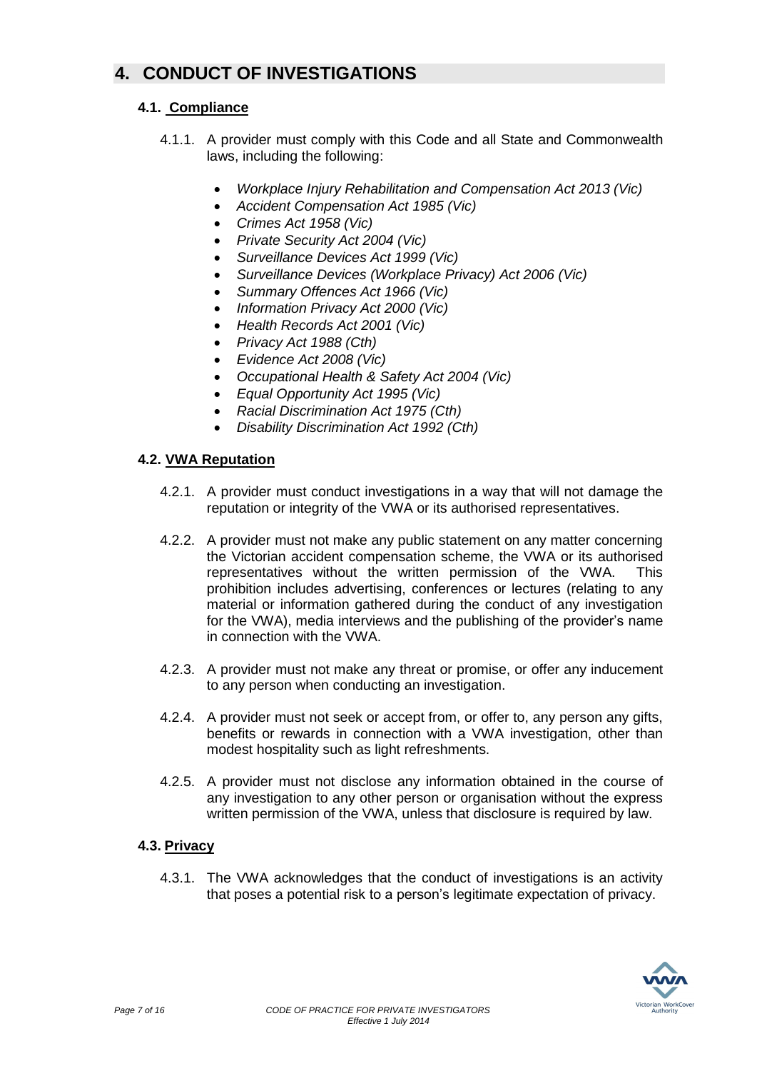# 4. CONDUCT OF INVESTIGATIONS

## 4.1. Compliance

4.1.1. A provider must comply with this Code and all State and Commonwealth laws, including the following:

- *Workplace Injury Rehabilitation and Compensation Act 2013 (Vic)*
- *Accident Compensation Act 1985 (Vic)*
- *Crimes Act 1958 (Vic)*
- *Private Security Act 2004 (Vic)*
- *Surveillance Devices Act 1999 (Vic)*
- *Surveillance Devices (Workplace Privacy) Act 2006 (Vic)*
- *Summary Offences Act 1966 (Vic)*
- *Information Privacy Act 2000 (Vic)*
- *Health Records Act 2001 (Vic)*
- *Privacy Act 1988 (Cth)*
- *Evidence Act 2008 (Vic)*
- *Occupational Health & Safety Act 2004 (Vic)*
- *Equal Opportunity Act 1995 (Vic)*
- *Racial Discrimination Act 1975 (Cth)*
- *Disability Discrimination Act 1992 (Cth)*

## 4.2. VWA Reputation

4.2.1. A provider must conduct investigations in a way that will not damage the reputation or integrity of the VWA or its authorised representatives.

4.2.2. A provider must not make any public statement on any matter concerning the Victorian accident compensation scheme, the VWA or its authorised representatives without the written permission of the VWA. This prohibition includes advertising, conferences or lectures (relating to any material or information gathered during the conduct of any investigation for the VWA), media interviews and the publishing of the provider's name in connection with the VWA.

4.2.3. A provider must not make any threat or promise, or offer any inducement to any person when conducting an investigation.

4.2.4. A provider must not seek or accept from, or offer to, any person any gifts, benefits or rewards in connection with a VWA investigation, other than modest hospitality such as light refreshments.

4.2.5. A provider must not disclose any information obtained in the course of any investigation to any other person or organisation without the express written permission of the VWA, unless that disclosure is required by law.

## 4.3. Privacy

4.3.1. The VWA acknowledges that the conduct of investigations is an activity that poses a potential risk to a person's legitimate expectation of privacy.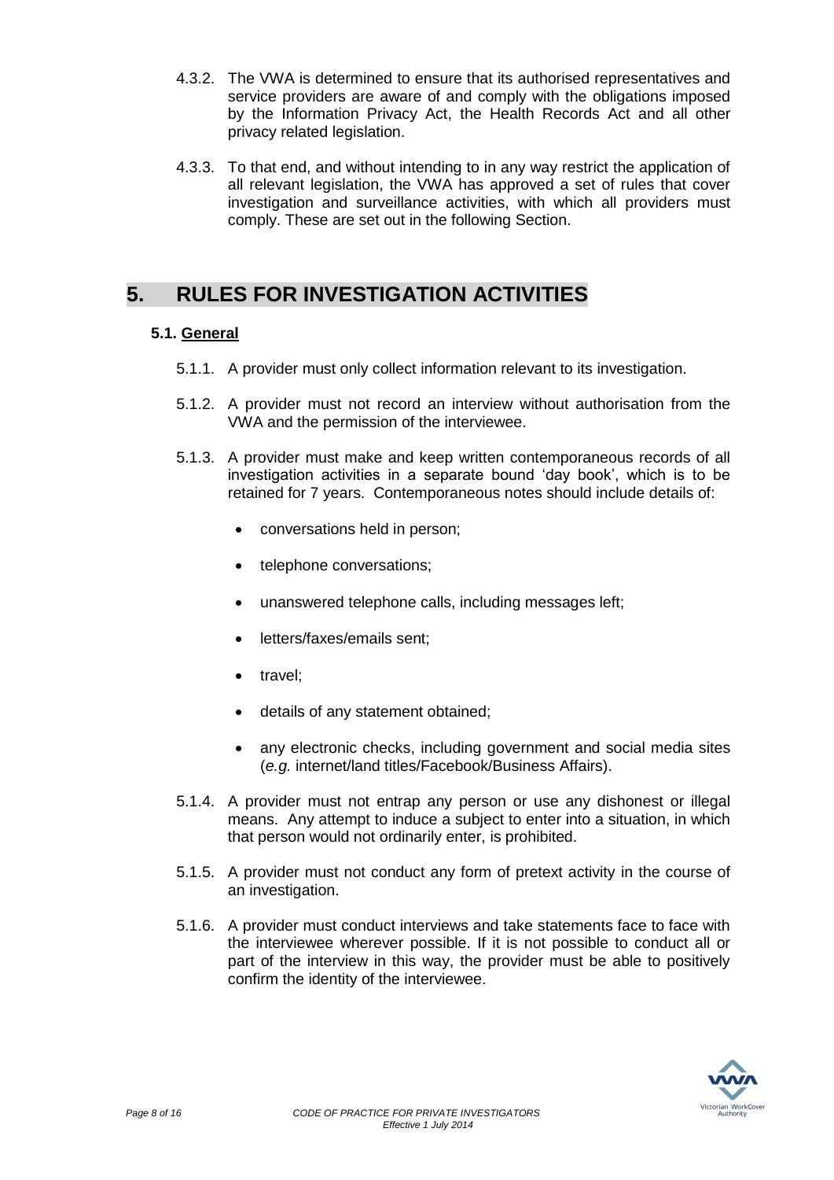4.3.2. The VWA is determined to ensure that its authorised representatives and service providers are aware of and comply with the obligations imposed by the Information Privacy Act, the Health Records Act and all other privacy related legislation.

4.3.3. To that end, and without intending to in any way restrict the application of all relevant legislation, the VWA has approved a set of rules that cover investigation and surveillance activities, with which all providers must comply. These are set out in the following Section.

# 5. RULES FOR INVESTIGATION ACTIVITIES

## 5.1. General

5.1.1. A provider must only collect information relevant to its investigation.

5.1.2. A provider must not record an interview without authorisation from the VWA and the permission of the interviewee.

5.1.3. A provider must make and keep written contemporaneous records of all investigation activities in a separate bound 'day book', which is to be retained for 7 years. Contemporaneous notes should include details of:

- conversations held in person;
- telephone conversations;
- unanswered telephone calls, including messages left;
- letters/faxes/emails sent;
- travel;
- details of any statement obtained;
- any electronic checks, including government and social media sites (*e.g.* internet/land titles/Facebook/Business Affairs).

5.1.4. A provider must not entrap any person or use any dishonest or illegal means. Any attempt to induce a subject to enter into a situation, in which that person would not ordinarily enter, is prohibited.

5.1.5. A provider must not conduct any form of pretext activity in the course of an investigation.

5.1.6. A provider must conduct interviews and take statements face to face with the interviewee wherever possible. If it is not possible to conduct all or part of the interview in this way, the provider must be able to positively confirm the identity of the interviewee.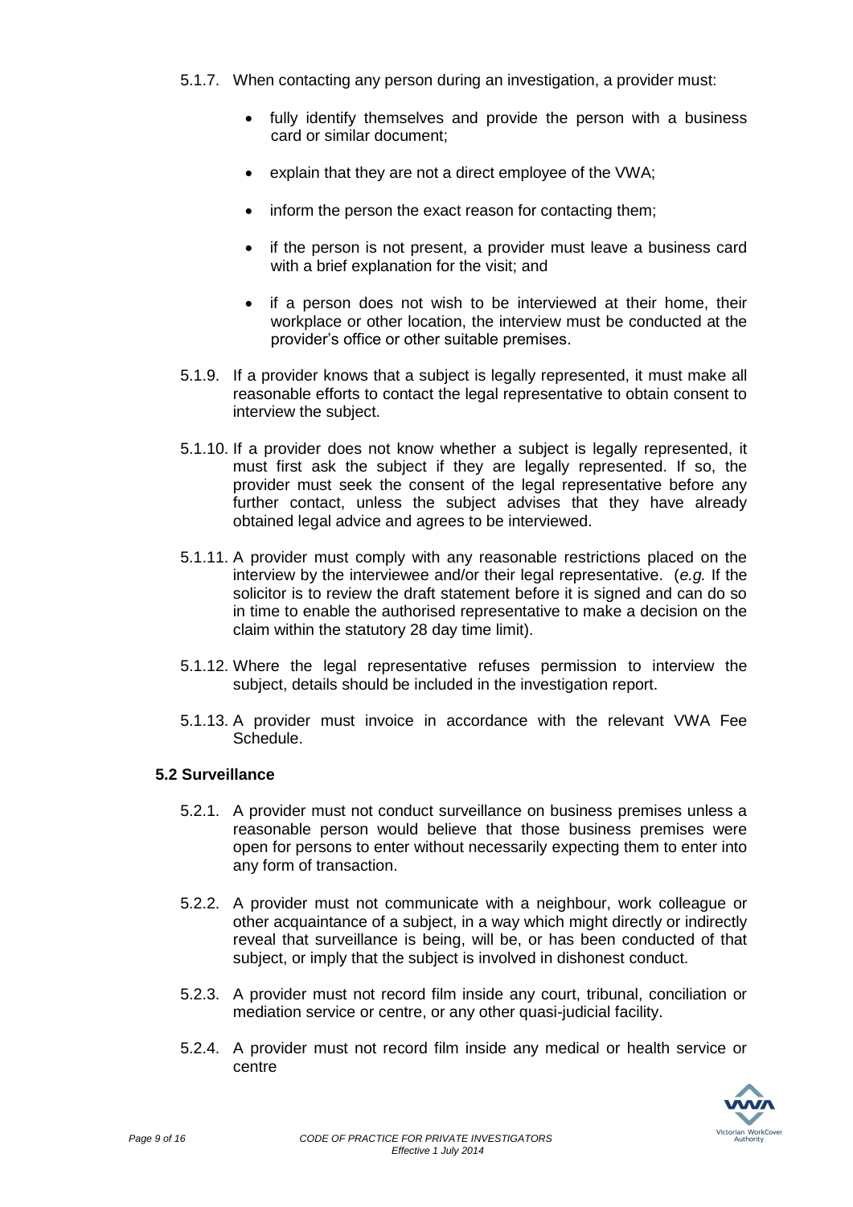5.1.7. When contacting any person during an investigation, a provider must:

- fully identify themselves and provide the person with a business card or similar document;
- explain that they are not a direct employee of the VWA;
- inform the person the exact reason for contacting them;
- if the person is not present, a provider must leave a business card with a brief explanation for the visit; and
- if a person does not wish to be interviewed at their home, their workplace or other location, the interview must be conducted at the provider's office or other suitable premises.

5.1.9. If a provider knows that a subject is legally represented, it must make all reasonable efforts to contact the legal representative to obtain consent to interview the subject.

5.1.10. If a provider does not know whether a subject is legally represented, it must first ask the subject if they are legally represented. If so, the provider must seek the consent of the legal representative before any further contact, unless the subject advises that they have already obtained legal advice and agrees to be interviewed.

5.1.11. A provider must comply with any reasonable restrictions placed on the interview by the interviewee and/or their legal representative. (*e.g.* If the solicitor is to review the draft statement before it is signed and can do so in time to enable the authorised representative to make a decision on the claim within the statutory 28 day time limit).

5.1.12. Where the legal representative refuses permission to interview the subject, details should be included in the investigation report.

5.1.13. A provider must invoice in accordance with the relevant VWA Fee Schedule.

### 5.2 Surveillance

5.2.1. A provider must not conduct surveillance on business premises unless a reasonable person would believe that those business premises were open for persons to enter without necessarily expecting them to enter into any form of transaction.

5.2.2. A provider must not communicate with a neighbour, work colleague or other acquaintance of a subject, in a way which might directly or indirectly reveal that surveillance is being, will be, or has been conducted of that subject, or imply that the subject is involved in dishonest conduct.

5.2.3. A provider must not record film inside any court, tribunal, conciliation or mediation service or centre, or any other quasi-judicial facility.

5.2.4. A provider must not record film inside any medical or health service or centre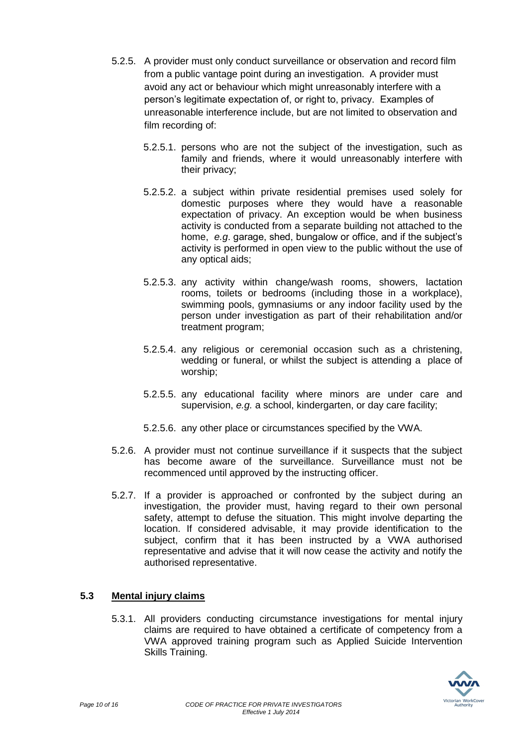5.2.5. A provider must only conduct surveillance or observation and record film from a public vantage point during an investigation. A provider must avoid any act or behaviour which might unreasonably interfere with a person's legitimate expectation of, or right to, privacy. Examples of unreasonable interference include, but are not limited to observation and film recording of:

- 5.2.5.1. persons who are not the subject of the investigation, such as family and friends, where it would unreasonably interfere with their privacy;
- 5.2.5.2. a subject within private residential premises used solely for domestic purposes where they would have a reasonable expectation of privacy. An exception would be when business activity is conducted from a separate building not attached to the home, *e.g*. garage, shed, bungalow or office, and if the subject's activity is performed in open view to the public without the use of any optical aids;
- 5.2.5.3. any activity within change/wash rooms, showers, lactation rooms, toilets or bedrooms (including those in a workplace), swimming pools, gymnasiums or any indoor facility used by the person under investigation as part of their rehabilitation and/or treatment program;
- 5.2.5.4. any religious or ceremonial occasion such as a christening, wedding or funeral, or whilst the subject is attending a place of worship;
- 5.2.5.5. any educational facility where minors are under care and supervision, *e.g.* a school, kindergarten, or day care facility;
- 5.2.5.6. any other place or circumstances specified by the VWA.

5.2.6. A provider must not continue surveillance if it suspects that the subject has become aware of the surveillance. Surveillance must not be recommenced until approved by the instructing officer.

5.2.7. If a provider is approached or confronted by the subject during an investigation, the provider must, having regard to their own personal safety, attempt to defuse the situation. This might involve departing the location. If considered advisable, it may provide identification to the subject, confirm that it has been instructed by a VWA authorised representative and advise that it will now cease the activity and notify the authorised representative.

## 5.3 Mental injury claims

5.3.1. All providers conducting circumstance investigations for mental injury claims are required to have obtained a certificate of competency from a VWA approved training program such as Applied Suicide Intervention Skills Training.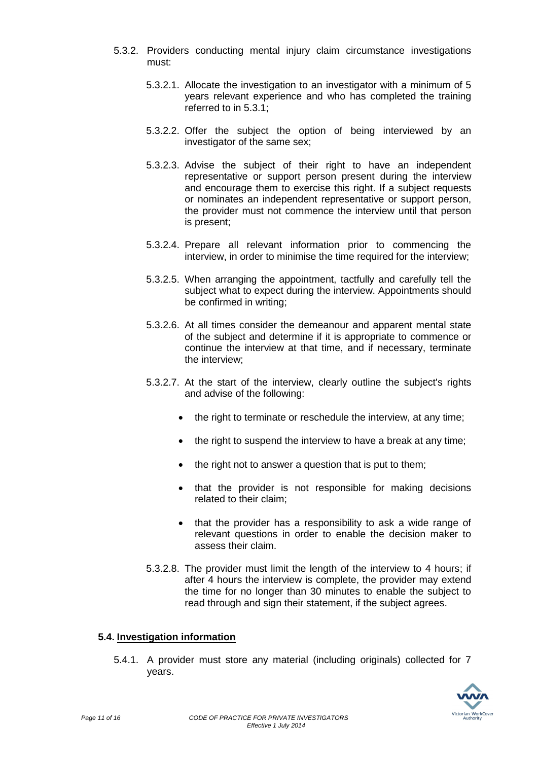5.3.2. Providers conducting mental injury claim circumstance investigations must:

5.3.2.1. Allocate the investigation to an investigator with a minimum of 5 years relevant experience and who has completed the training referred to in 5.3.1;

5.3.2.2. Offer the subject the option of being interviewed by an investigator of the same sex;

5.3.2.3. Advise the subject of their right to have an independent representative or support person present during the interview and encourage them to exercise this right. If a subject requests or nominates an independent representative or support person, the provider must not commence the interview until that person is present;

5.3.2.4. Prepare all relevant information prior to commencing the interview, in order to minimise the time required for the interview;

5.3.2.5. When arranging the appointment, tactfully and carefully tell the subject what to expect during the interview. Appointments should be confirmed in writing;

5.3.2.6. At all times consider the demeanour and apparent mental state of the subject and determine if it is appropriate to commence or continue the interview at that time, and if necessary, terminate the interview;

5.3.2.7. At the start of the interview, clearly outline the subject's rights and advise of the following:

- the right to terminate or reschedule the interview, at any time;
- the right to suspend the interview to have a break at any time;
- the right not to answer a question that is put to them;
- that the provider is not responsible for making decisions related to their claim;
- that the provider has a responsibility to ask a wide range of relevant questions in order to enable the decision maker to assess their claim.

5.3.2.8. The provider must limit the length of the interview to 4 hours; if after 4 hours the interview is complete, the provider may extend the time for no longer than 30 minutes to enable the subject to read through and sign their statement, if the subject agrees.

## 5.4. Investigation information

5.4.1. A provider must store any material (including originals) collected for 7 years.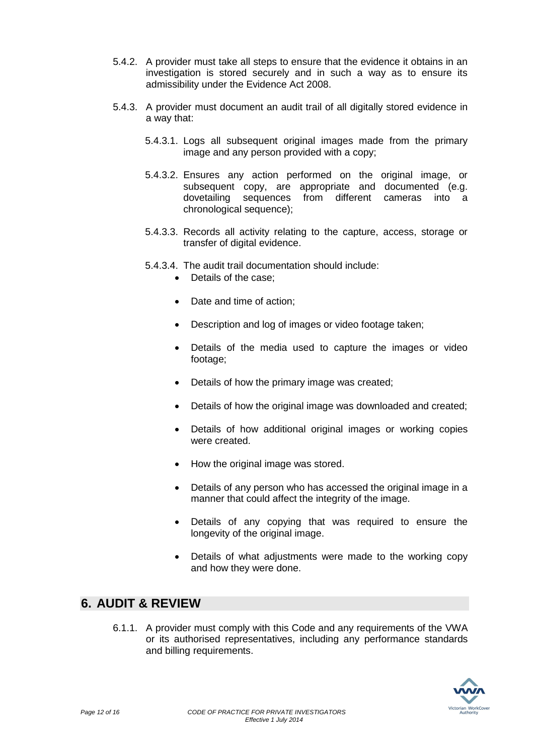5.4.2. A provider must take all steps to ensure that the evidence it obtains in an investigation is stored securely and in such a way as to ensure its admissibility under the Evidence Act 2008.

5.4.3. A provider must document an audit trail of all digitally stored evidence in a way that:

5.4.3.1. Logs all subsequent original images made from the primary image and any person provided with a copy;

5.4.3.2. Ensures any action performed on the original image, or subsequent copy, are appropriate and documented (e.g. dovetailing sequences from different cameras into a chronological sequence);

5.4.3.3. Records all activity relating to the capture, access, storage or transfer of digital evidence.

5.4.3.4. The audit trail documentation should include:

- Details of the case;
- Date and time of action;
- Description and log of images or video footage taken;
- Details of the media used to capture the images or video footage;
- Details of how the primary image was created;
- Details of how the original image was downloaded and created;
- Details of how additional original images or working copies were created.
- How the original image was stored.
- Details of any person who has accessed the original image in a manner that could affect the integrity of the image.
- Details of any copying that was required to ensure the longevity of the original image.
- Details of what adjustments were made to the working copy and how they were done.

## 6. AUDIT & REVIEW

6.1.1. A provider must comply with this Code and any requirements of the VWA or its authorised representatives, including any performance standards and billing requirements.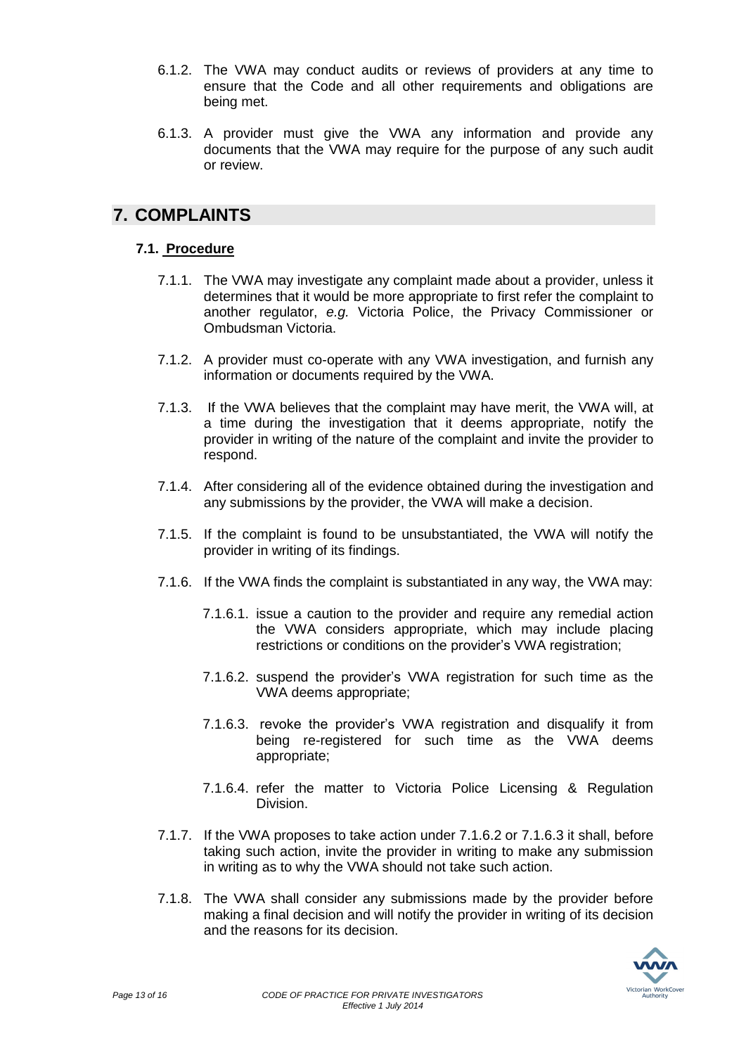6.1.2. The VWA may conduct audits or reviews of providers at any time to ensure that the Code and all other requirements and obligations are being met.

6.1.3. A provider must give the VWA any information and provide any documents that the VWA may require for the purpose of any such audit or review.

# 7. COMPLAINTS

### 7.1. Procedure

7.1.1. The VWA may investigate any complaint made about a provider, unless it determines that it would be more appropriate to first refer the complaint to another regulator, *e.g.* Victoria Police, the Privacy Commissioner or Ombudsman Victoria.

7.1.2. A provider must co-operate with any VWA investigation, and furnish any information or documents required by the VWA.

7.1.3. If the VWA believes that the complaint may have merit, the VWA will, at a time during the investigation that it deems appropriate, notify the provider in writing of the nature of the complaint and invite the provider to respond.

7.1.4. After considering all of the evidence obtained during the investigation and any submissions by the provider, the VWA will make a decision.

7.1.5. If the complaint is found to be unsubstantiated, the VWA will notify the provider in writing of its findings.

7.1.6. If the VWA finds the complaint is substantiated in any way, the VWA may:

7.1.6.1. issue a caution to the provider and require any remedial action the VWA considers appropriate, which may include placing restrictions or conditions on the provider's VWA registration;

7.1.6.2. suspend the provider's VWA registration for such time as the VWA deems appropriate;

7.1.6.3. revoke the provider's VWA registration and disqualify it from being re-registered for such time as the VWA deems appropriate;

7.1.6.4. refer the matter to Victoria Police Licensing & Regulation Division.

7.1.7. If the VWA proposes to take action under 7.1.6.2 or 7.1.6.3 it shall, before taking such action, invite the provider in writing to make any submission in writing as to why the VWA should not take such action.

7.1.8. The VWA shall consider any submissions made by the provider before making a final decision and will notify the provider in writing of its decision and the reasons for its decision.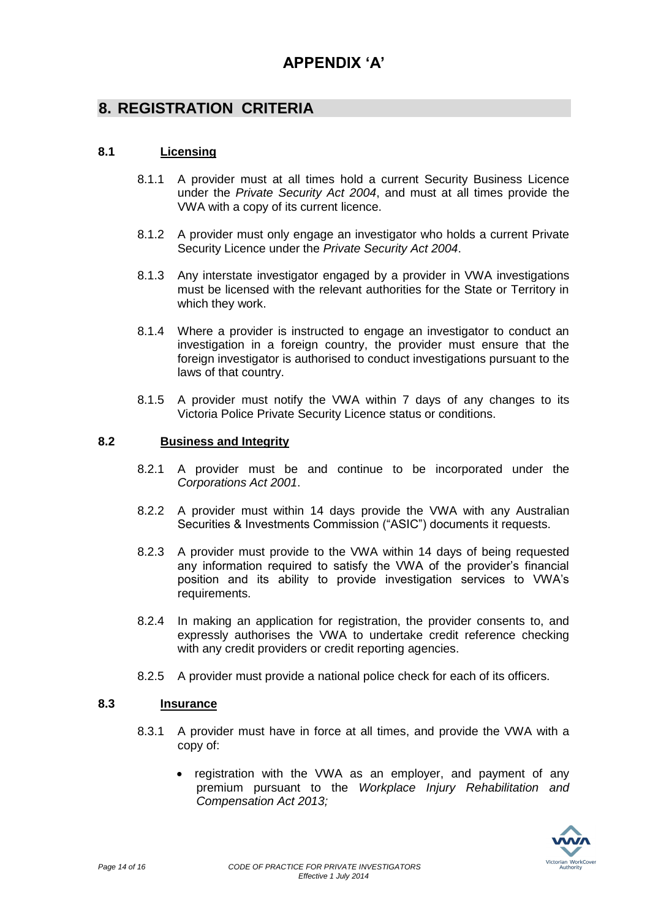# APPENDIX 'A'

## 8. REGISTRATION CRITERIA

### 8.1 Licensing

8.1.1 A provider must at all times hold a current Security Business Licence under the *Private Security Act 2004*, and must at all times provide the VWA with a copy of its current licence.

8.1.2 A provider must only engage an investigator who holds a current Private Security Licence under the *Private Security Act 2004*.

8.1.3 Any interstate investigator engaged by a provider in VWA investigations must be licensed with the relevant authorities for the State or Territory in which they work.

8.1.4 Where a provider is instructed to engage an investigator to conduct an investigation in a foreign country, the provider must ensure that the foreign investigator is authorised to conduct investigations pursuant to the laws of that country.

8.1.5 A provider must notify the VWA within 7 days of any changes to its Victoria Police Private Security Licence status or conditions.

### 8.2 Business and Integrity

8.2.1 A provider must be and continue to be incorporated under the *Corporations Act 2001*.

8.2.2 A provider must within 14 days provide the VWA with any Australian Securities & Investments Commission ("ASIC") documents it requests.

8.2.3 A provider must provide to the VWA within 14 days of being requested any information required to satisfy the VWA of the provider's financial position and its ability to provide investigation services to VWA's requirements.

8.2.4 In making an application for registration, the provider consents to, and expressly authorises the VWA to undertake credit reference checking with any credit providers or credit reporting agencies.

8.2.5 A provider must provide a national police check for each of its officers.

### 8.3 Insurance

8.3.1 A provider must have in force at all times, and provide the VWA with a copy of:

- registration with the VWA as an employer, and payment of any premium pursuant to the *Workplace Injury Rehabilitation and Compensation Act 2013;*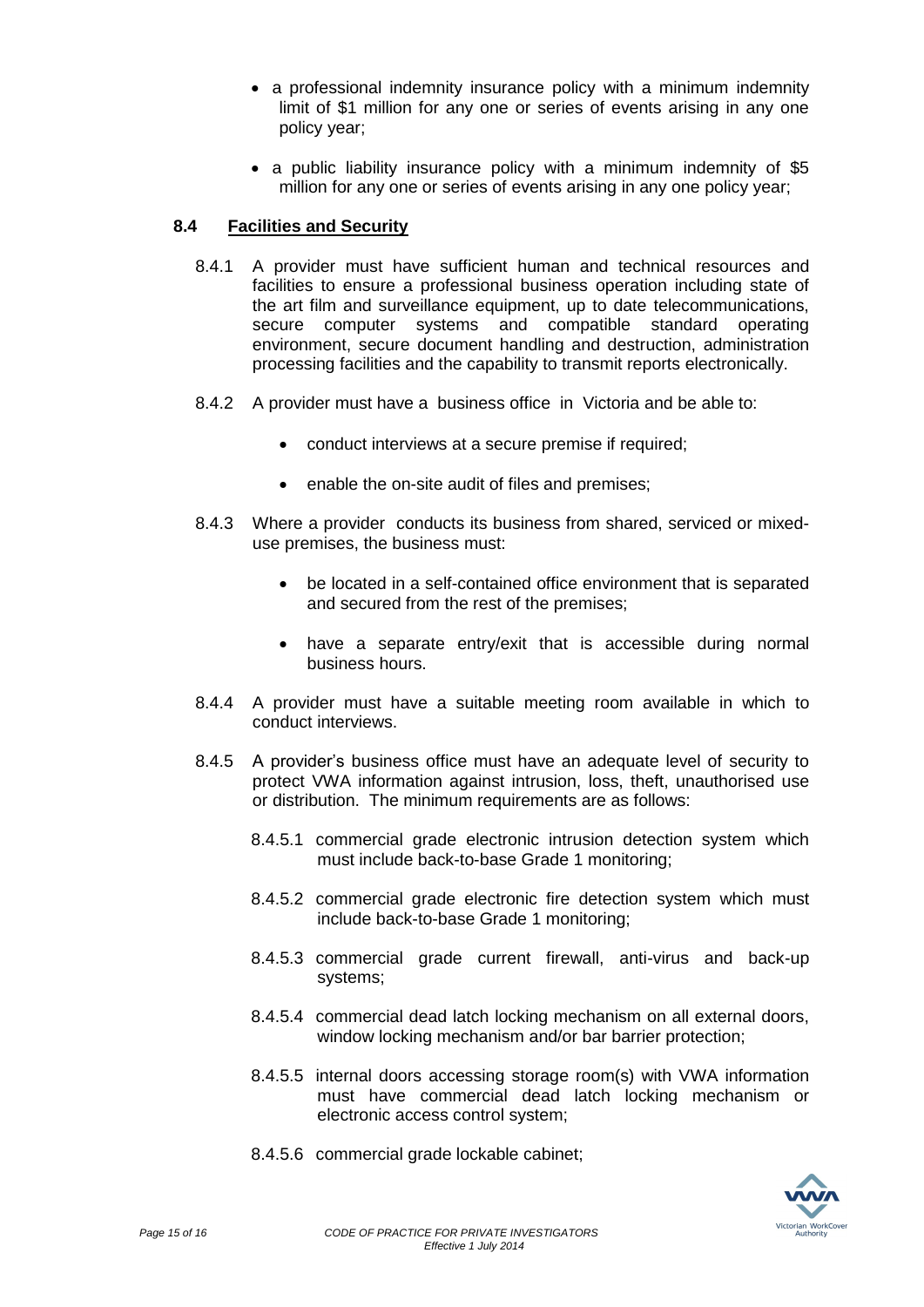- a professional indemnity insurance policy with a minimum indemnity limit of $1 million for any one or series of events arising in any one policy year;
- a public liability insurance policy with a minimum indemnity of $5 million for any one or series of events arising in any one policy year;

### 8.4 Facilities and Security

8.4.1 A provider must have sufficient human and technical resources and facilities to ensure a professional business operation including state of the art film and surveillance equipment, up to date telecommunications, secure computer systems and compatible standard operating environment, secure document handling and destruction, administration processing facilities and the capability to transmit reports electronically.

8.4.2 A provider must have a business office in Victoria and be able to:

- conduct interviews at a secure premise if required;
- enable the on-site audit of files and premises;

8.4.3 Where a provider conducts its business from shared, serviced or mixed-use premises, the business must:

- be located in a self-contained office environment that is separated and secured from the rest of the premises;
- have a separate entry/exit that is accessible during normal business hours.

8.4.4 A provider must have a suitable meeting room available in which to conduct interviews.

8.4.5 A provider's business office must have an adequate level of security to protect VWA information against intrusion, loss, theft, unauthorised use or distribution. The minimum requirements are as follows:

8.4.5.1 commercial grade electronic intrusion detection system which must include back-to-base Grade 1 monitoring;

8.4.5.2 commercial grade electronic fire detection system which must include back-to-base Grade 1 monitoring;

8.4.5.3 commercial grade current firewall, anti-virus and back-up systems;

8.4.5.4 commercial dead latch locking mechanism on all external doors, window locking mechanism and/or bar barrier protection;

8.4.5.5 internal doors accessing storage room(s) with VWA information must have commercial dead latch locking mechanism or electronic access control system;

8.4.5.6 commercial grade lockable cabinet;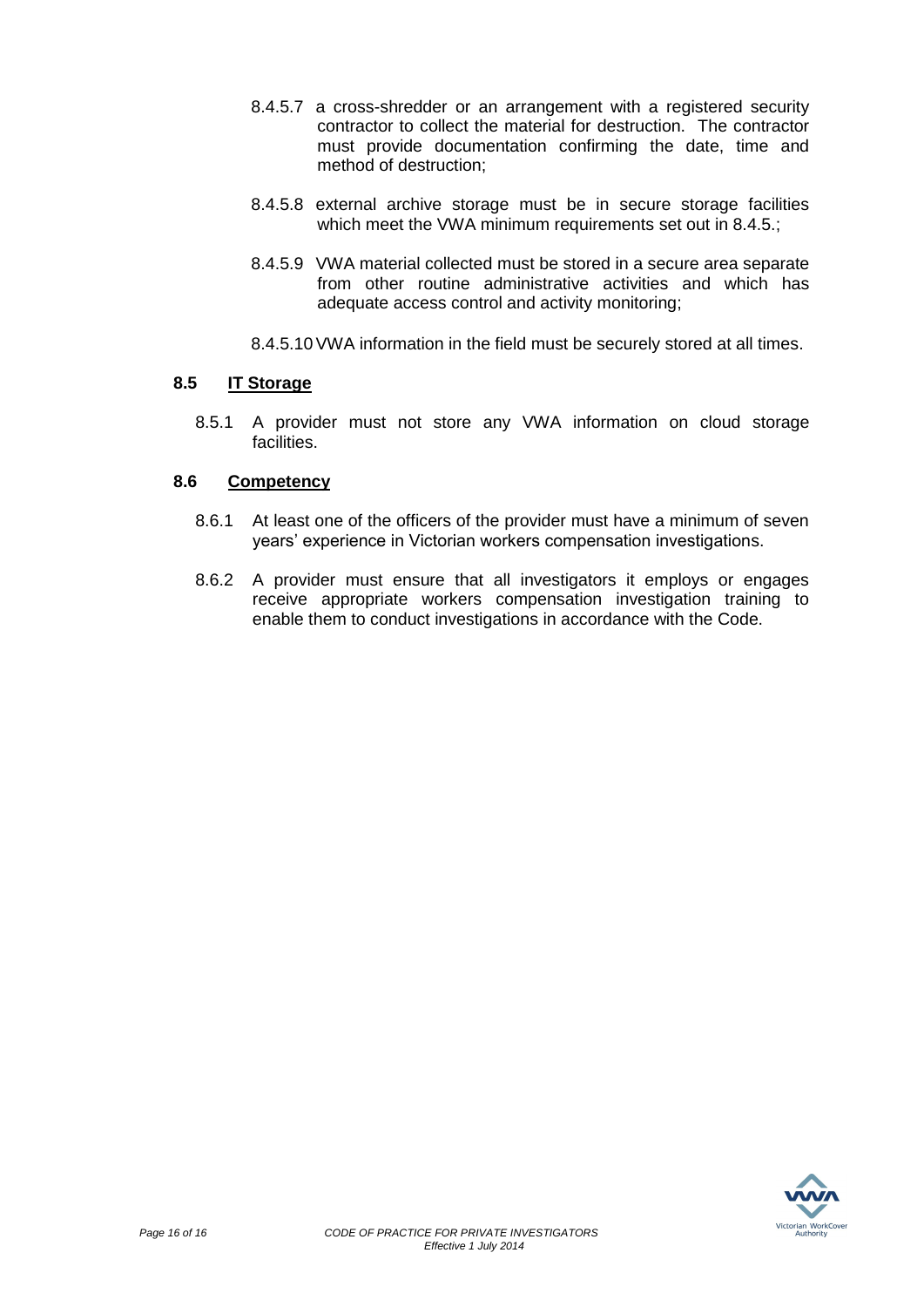8.4.5.7 a cross-shredder or an arrangement with a registered security contractor to collect the material for destruction. The contractor must provide documentation confirming the date, time and method of destruction;

8.4.5.8 external archive storage must be in secure storage facilities which meet the VWA minimum requirements set out in 8.4.5.;

8.4.5.9 VWA material collected must be stored in a secure area separate from other routine administrative activities and which has adequate access control and activity monitoring;

8.4.5.10 VWA information in the field must be securely stored at all times.

## 8.5 IT Storage

8.5.1 A provider must not store any VWA information on cloud storage facilities.

## 8.6 Competency

8.6.1 At least one of the officers of the provider must have a minimum of seven years' experience in Victorian workers compensation investigations.

8.6.2 A provider must ensure that all investigators it employs or engages receive appropriate workers compensation investigation training to enable them to conduct investigations in accordance with the Code.